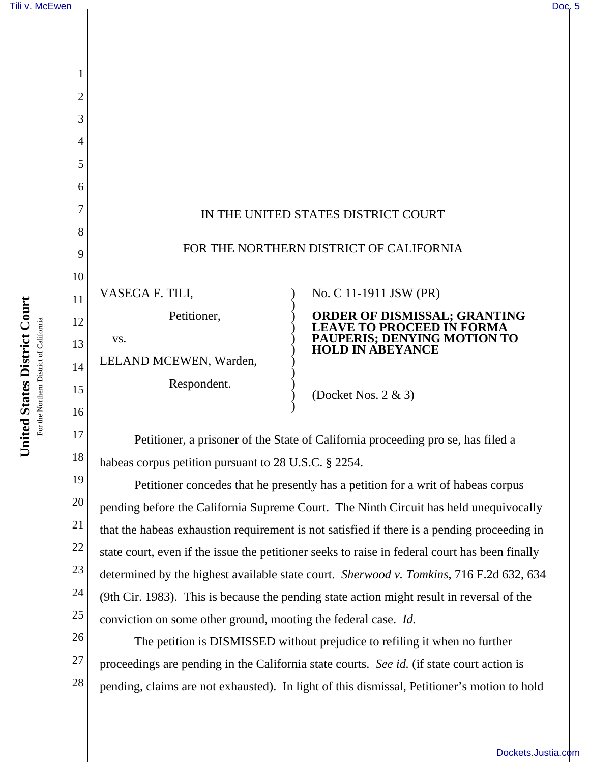IN THE UNITED STATES DISTRICT COURT

FOR THE NORTHERN DISTRICT OF CALIFORNIA

VASEGA F. TILI,

Petitioner,

vs.

LELAND MCEWEN, Warden,

Respondent.

No. C 11-1911 JSW (PR)

**ORDER OF DISMISSAL; GRANTING LEAVE TO PROCEED IN FORMA PAUPERIS; DENYING MOTION TO HOLD IN ABEYANCE**

(Docket Nos. 2 & 3)

Petitioner, a prisoner of the State of California proceeding pro se, has filed a habeas corpus petition pursuant to 28 U.S.C. § 2254.

Petitioner concedes that he presently has a petition for a writ of habeas corpus pending before the California Supreme Court. The Ninth Circuit has held unequivocally that the habeas exhaustion requirement is not satisfied if there is a pending proceeding in state court, even if the issue the petitioner seeks to raise in federal court has been finally determined by the highest available state court. *Sherwood v. Tomkins*, 716 F.2d 632, 634 (9th Cir. 1983). This is because the pending state action might result in reversal of the conviction on some other ground, mooting the federal case. *Id.*

The petition is DISMISSED without prejudice to refiling it when no further proceedings are pending in the California state courts. *See id.* (if state court action is pending, claims are not exhausted). In light of this dismissal, Petitioner's motion to hold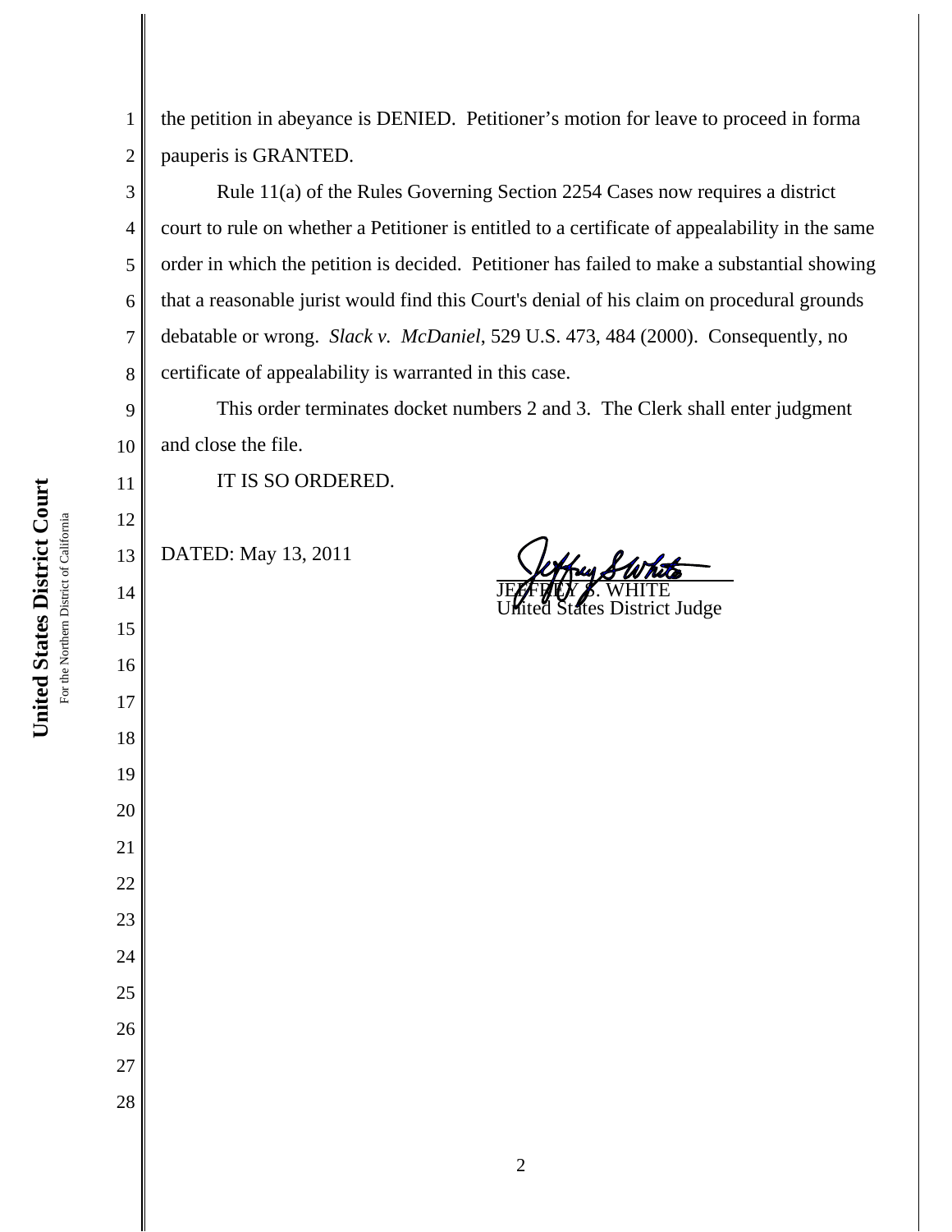the petition in abeyance is DENIED. Petitioner's motion for leave to proceed in forma pauperis is GRANTED.

Rule 11(a) of the Rules Governing Section 2254 Cases now requires a district court to rule on whether a Petitioner is entitled to a certificate of appealability in the same order in which the petition is decided. Petitioner has failed to make a substantial showing that a reasonable jurist would find this Court's denial of his claim on procedural grounds debatable or wrong. *Slack v. McDaniel*, 529 U.S. 473, 484 (2000). Consequently, no certificate of appealability is warranted in this case.

This order terminates docket numbers 2 and 3. The Clerk shall enter judgment and close the file.

IT IS SO ORDERED.

DATED: May 13, 2011

JEFFREY S. WHITE
United States District Judge